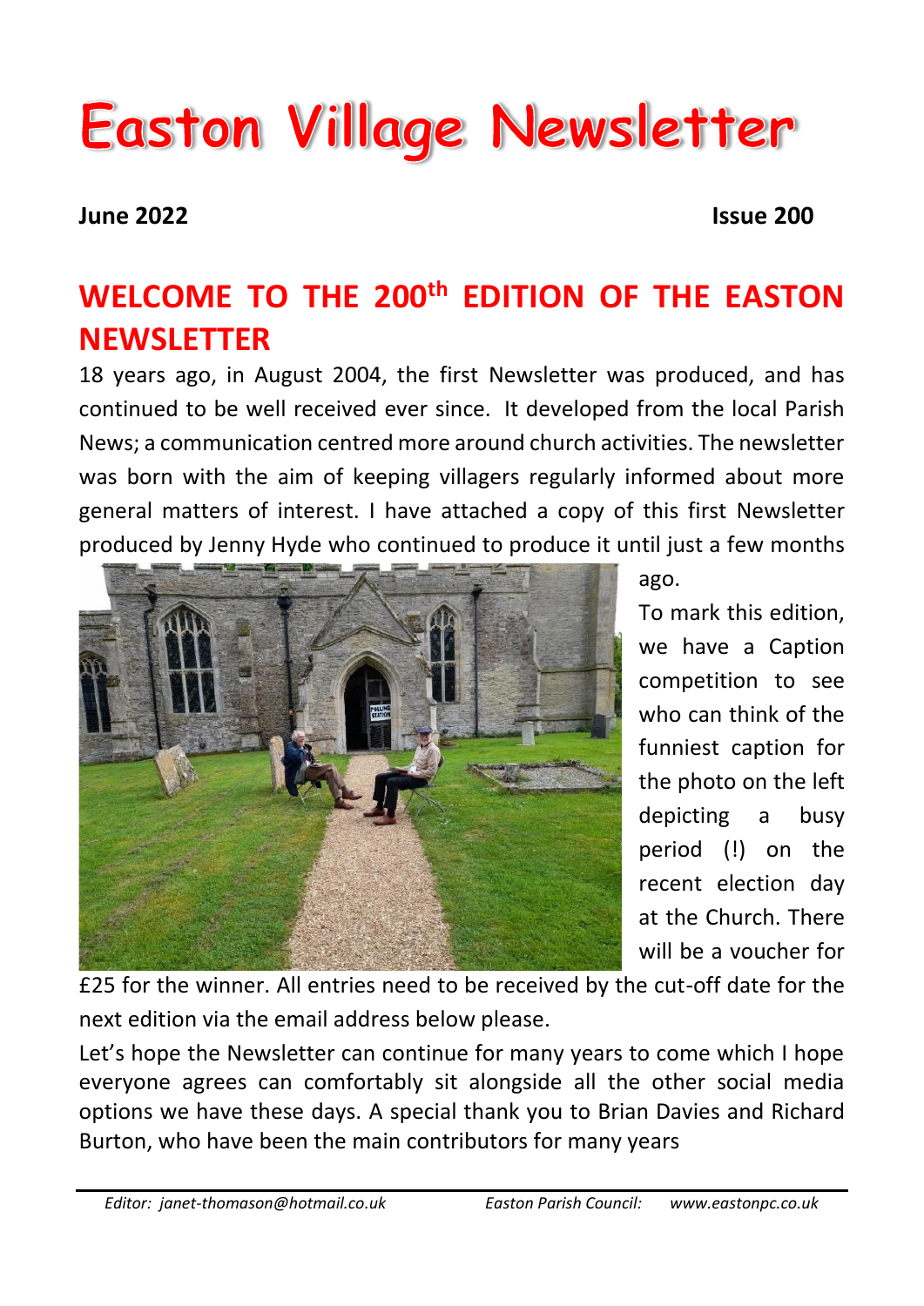# Easton Village Newsletter

**June 2022** **Issue 200**

## WELCOME TO THE 200th EDITION OF THE EASTON NEWSLETTER

18 years ago, in August 2004, the first Newsletter was produced, and has continued to be well received ever since. It developed from the local Parish News; a communication centred more around church activities. The newsletter was born with the aim of keeping villagers regularly informed about more general matters of interest. I have attached a copy of this first Newsletter produced by Jenny Hyde who continued to produce it until just a few months ago.

To mark this edition, we have a Caption competition to see who can think of the funniest caption for the photo on the left depicting a busy period (!) on the recent election day at the Church. There will be a voucher for £25 for the winner. All entries need to be received by the cut-off date for the next edition via the email address below please.

Let's hope the Newsletter can continue for many years to come which I hope everyone agrees can comfortably sit alongside all the other social media options we have these days. A special thank you to Brian Davies and Richard Burton, who have been the main contributors for many years

*Editor: janet-thomason@hotmail.co.uk* *Easton Parish Council: www.eastonpc.co.uk*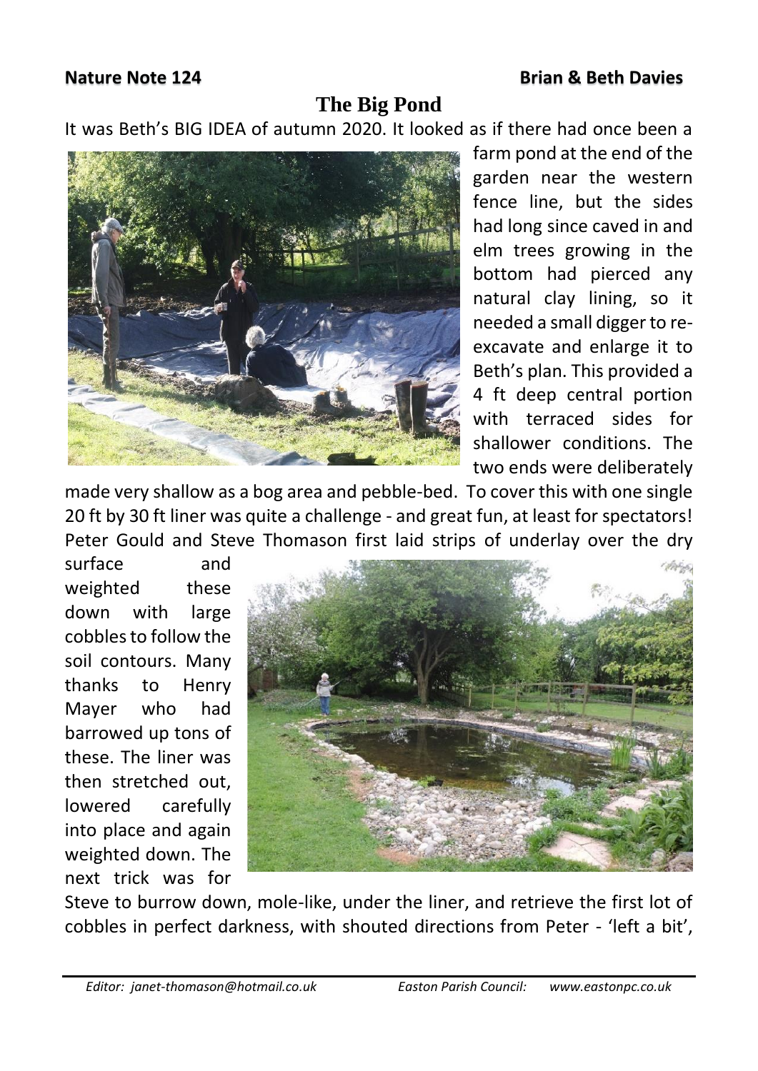**Nature Note 124** **Brian & Beth Davies**

# The Big Pond

It was Beth's BIG IDEA of autumn 2020. It looked as if there had once been a farm pond at the end of the garden near the western fence line, but the sides had long since caved in and elm trees growing in the bottom had pierced any natural clay lining, so it needed a small digger to re-excavate and enlarge it to Beth's plan. This provided a 4 ft deep central portion with terraced sides for shallower conditions. The two ends were deliberately made very shallow as a bog area and pebble-bed. To cover this with one single 20 ft by 30 ft liner was quite a challenge - and great fun, at least for spectators! Peter Gould and Steve Thomason first laid strips of underlay over the dry surface and weighted these down with large cobbles to follow the soil contours. Many thanks to Henry Mayer who had barrowed up tons of these. The liner was then stretched out, lowered carefully into place and again weighted down. The next trick was for Steve to burrow down, mole-like, under the liner, and retrieve the first lot of cobbles in perfect darkness, with shouted directions from Peter - 'left a bit',

*Editor: janet-thomason@hotmail.co.uk* *Easton Parish Council: www.eastonpc.co.uk*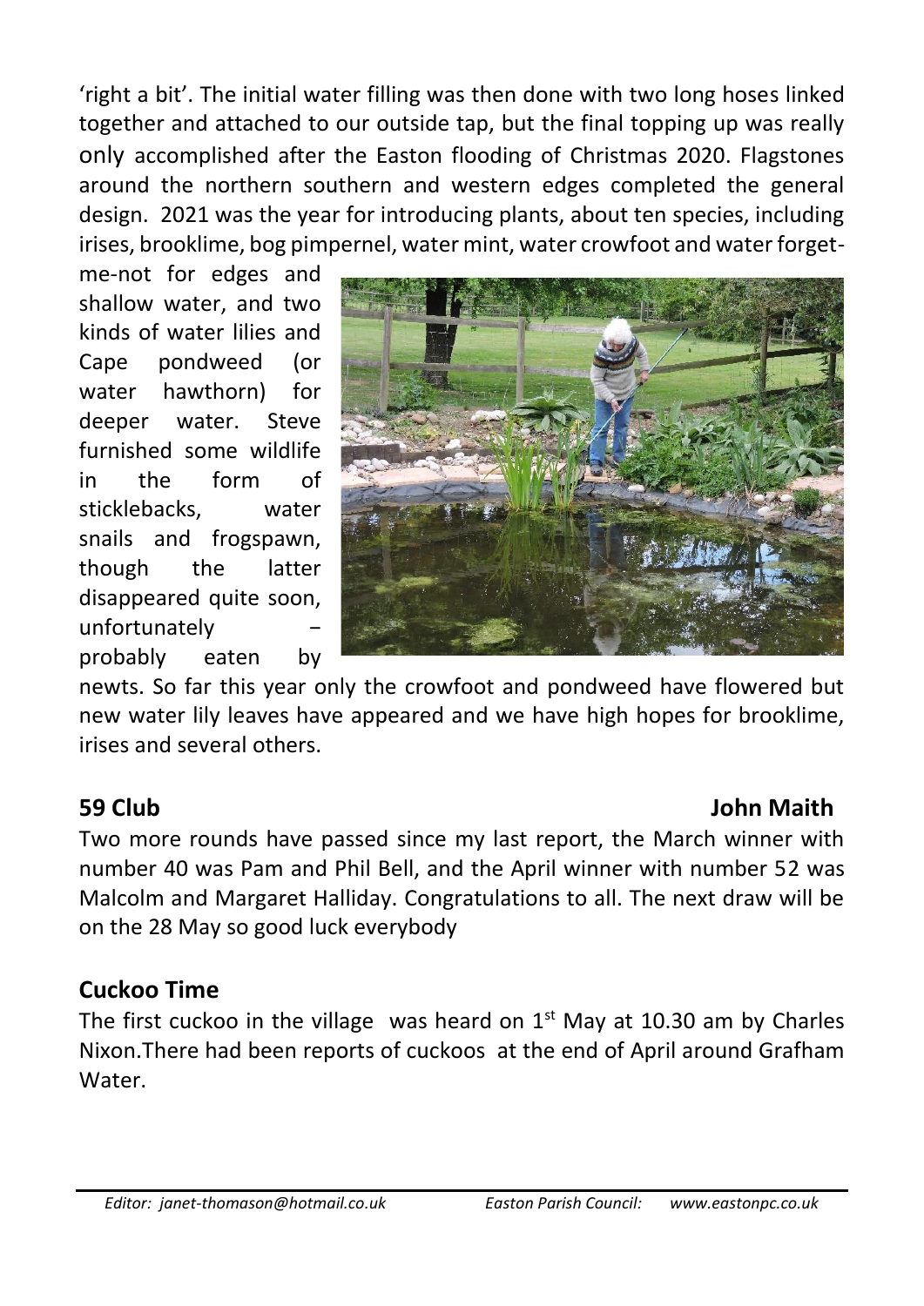'right a bit'. The initial water filling was then done with two long hoses linked together and attached to our outside tap, but the final topping up was really only accomplished after the Easton flooding of Christmas 2020. Flagstones around the northern southern and western edges completed the general design. 2021 was the year for introducing plants, about ten species, including irises, brooklime, bog pimpernel, water mint, water crowfoot and water forget-me-not for edges and shallow water, and two kinds of water lilies and Cape pondweed (or water hawthorn) for deeper water. Steve furnished some wildlife in the form of sticklebacks, water snails and frogspawn, though the latter disappeared quite soon, unfortunately − probably eaten by newts. So far this year only the crowfoot and pondweed have flowered but new water lily leaves have appeared and we have high hopes for brooklime, irises and several others.

**59 Club** **John Maith**

Two more rounds have passed since my last report, the March winner with number 40 was Pam and Phil Bell, and the April winner with number 52 was Malcolm and Margaret Halliday. Congratulations to all. The next draw will be on the 28 May so good luck everybody

## Cuckoo Time

The first cuckoo in the village was heard on 1st May at 10.30 am by Charles Nixon.There had been reports of cuckoos at the end of April around Grafham Water.

*Editor: janet-thomason@hotmail.co.uk* *Easton Parish Council: www.eastonpc.co.uk*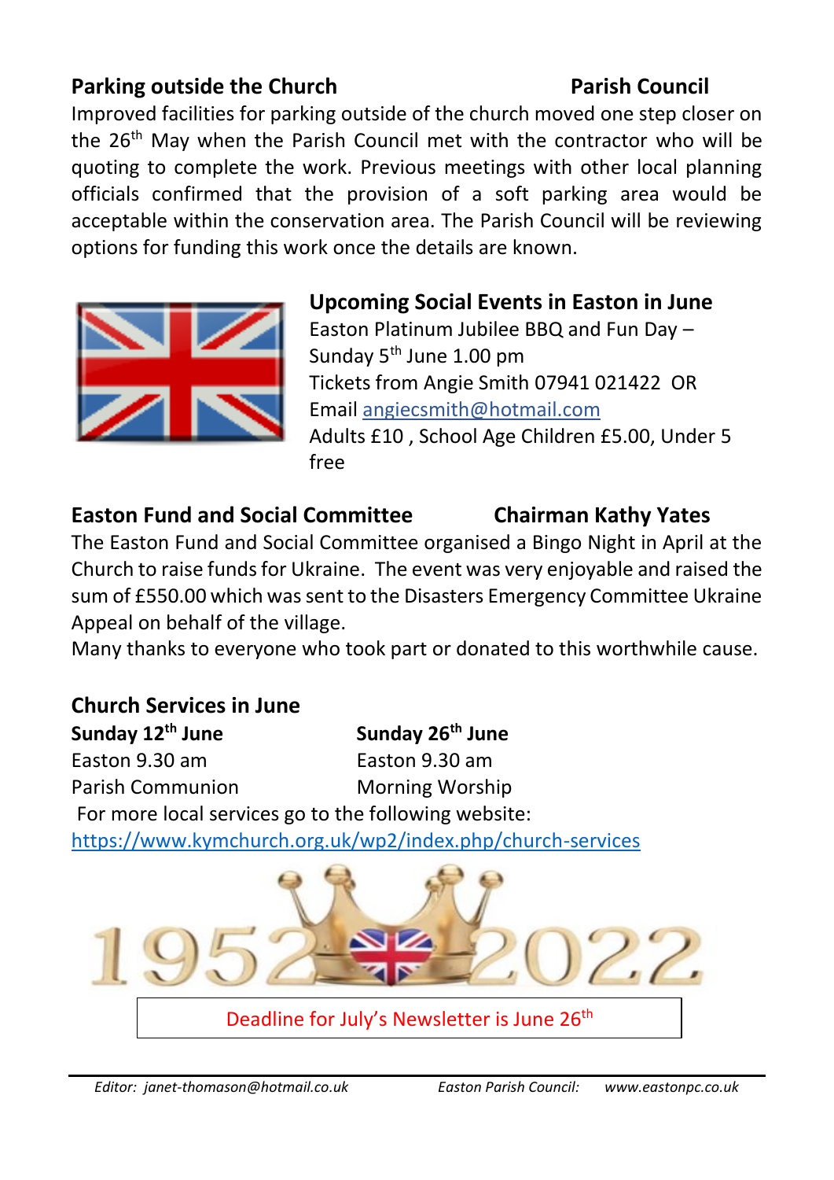## Parking outside the Church — Parish Council

Improved facilities for parking outside of the church moved one step closer on the 26th May when the Parish Council met with the contractor who will be quoting to complete the work. Previous meetings with other local planning officials confirmed that the provision of a soft parking area would be acceptable within the conservation area. The Parish Council will be reviewing options for funding this work once the details are known.

## Upcoming Social Events in Easton in June

Easton Platinum Jubilee BBQ and Fun Day – Sunday 5th June 1.00 pm

Tickets from Angie Smith 07941 021422 OR Email angiecsmith@hotmail.com

Adults £10 , School Age Children £5.00, Under 5 free

## Easton Fund and Social Committee — Chairman Kathy Yates

The Easton Fund and Social Committee organised a Bingo Night in April at the Church to raise funds for Ukraine. The event was very enjoyable and raised the sum of £550.00 which was sent to the Disasters Emergency Committee Ukraine Appeal on behalf of the village.

Many thanks to everyone who took part or donated to this worthwhile cause.

## Church Services in June

| **Sunday 12th June** | **Sunday 26th June** |
|---|---|
| Easton 9.30 am | Easton 9.30 am |
| Parish Communion | Morning Worship |

For more local services go to the following website:
https://www.kymchurch.org.uk/wp2/index.php/church-services

1952 2022

Deadline for July's Newsletter is June 26th

*Editor: janet-thomason@hotmail.co.uk* *Easton Parish Council: www.eastonpc.co.uk*